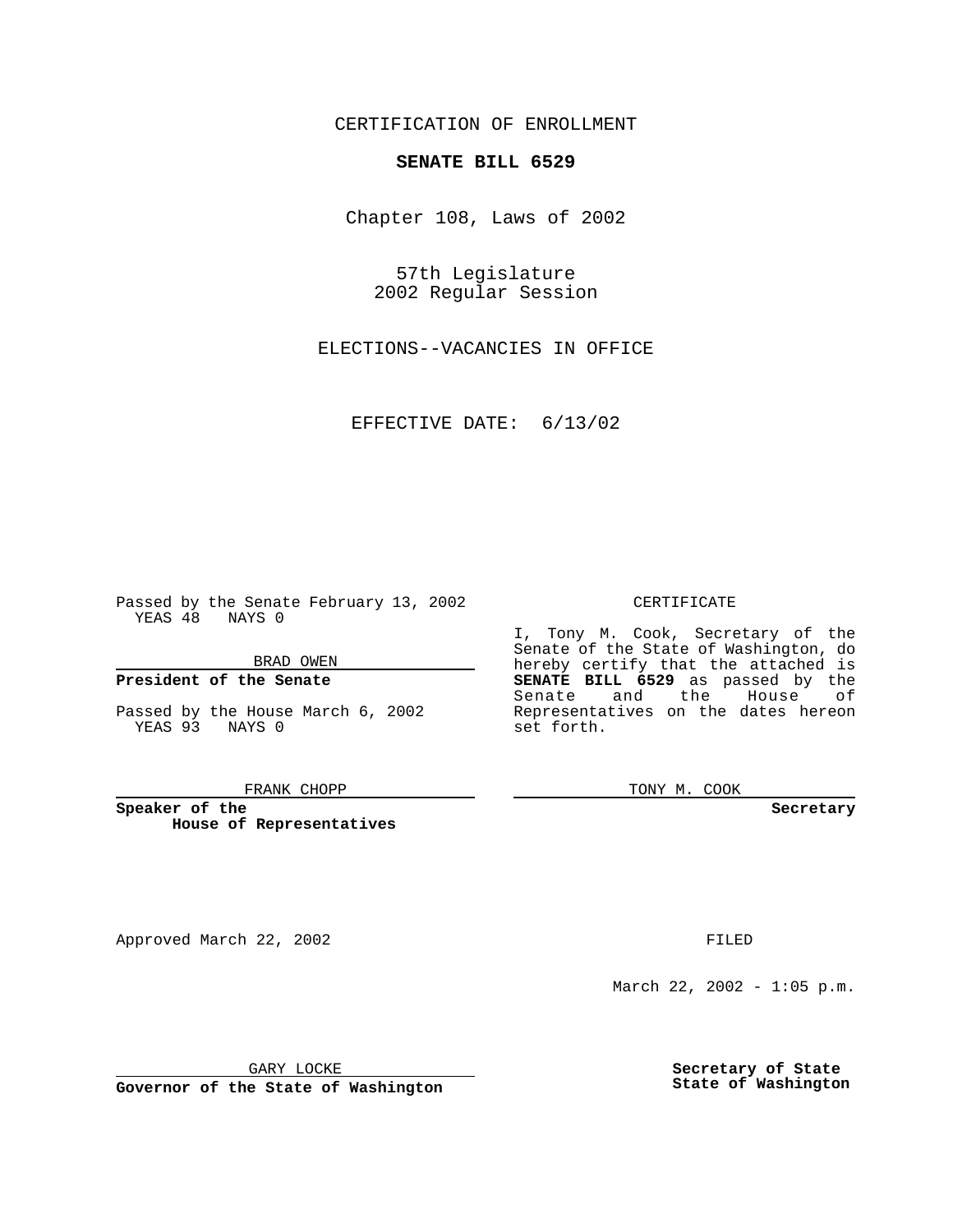CERTIFICATION OF ENROLLMENT

**SENATE BILL 6529**

Chapter 108, Laws of 2002

57th Legislature
2002 Regular Session

ELECTIONS--VACANCIES IN OFFICE

EFFECTIVE DATE: 6/13/02

Passed by the Senate February 13, 2002
YEAS 48 NAYS 0

BRAD OWEN

**President of the Senate**

Passed by the House March 6, 2002
YEAS 93 NAYS 0

FRANK CHOPP

**Speaker of the House of Representatives**

CERTIFICATE

I, Tony M. Cook, Secretary of the Senate of the State of Washington, do hereby certify that the attached is **SENATE BILL 6529** as passed by the Senate and the House of Representatives on the dates hereon set forth.

TONY M. COOK

**Secretary**

Approved March 22, 2002

GARY LOCKE

**Governor of the State of Washington**

FILED

March 22, 2002 - 1:05 p.m.

**Secretary of State**
**State of Washington**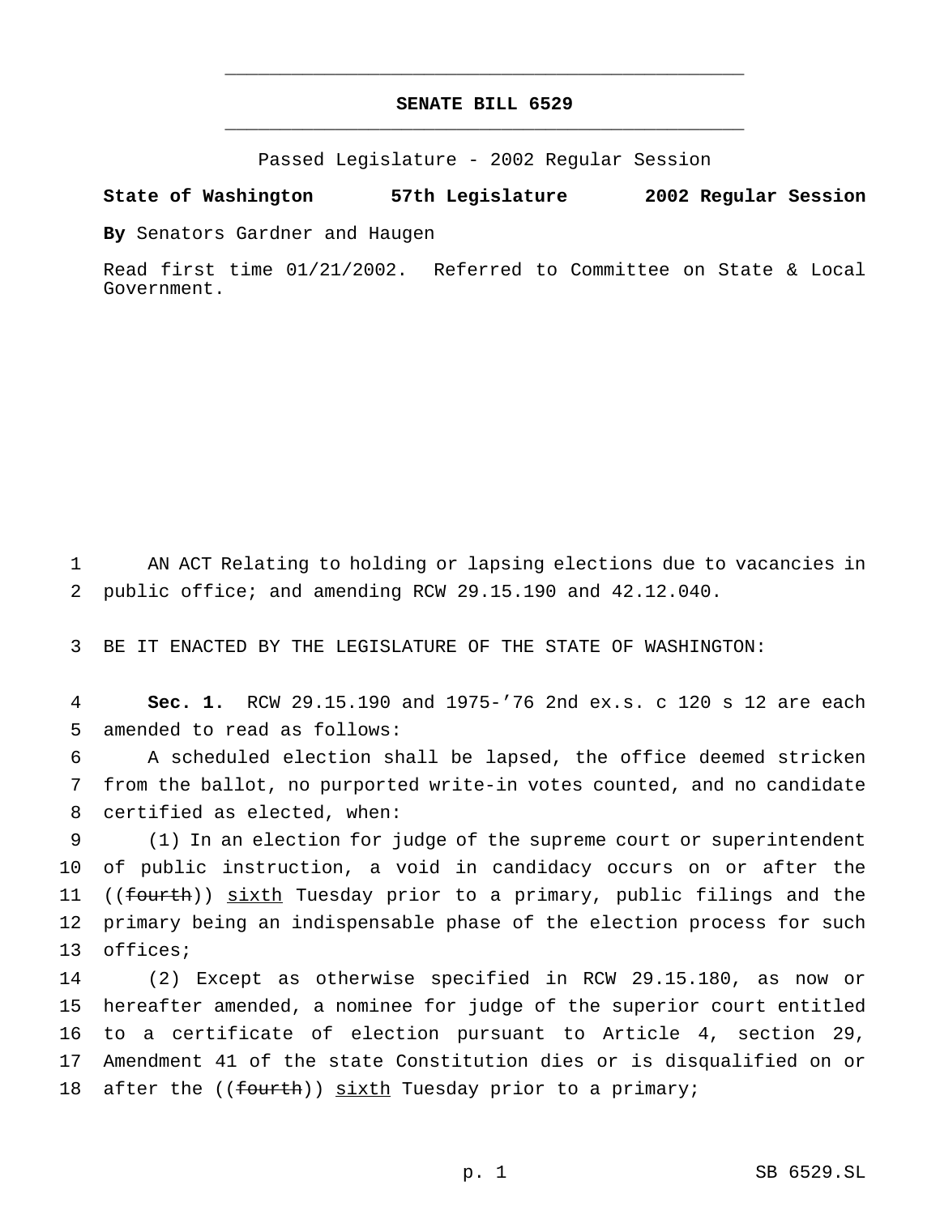# SENATE BILL 6529

Passed Legislature - 2002 Regular Session

**State of Washington 57th Legislature 2002 Regular Session**

**By** Senators Gardner and Haugen

Read first time 01/21/2002. Referred to Committee on State & Local Government.

AN ACT Relating to holding or lapsing elections due to vacancies in public office; and amending RCW 29.15.190 and 42.12.040.

BE IT ENACTED BY THE LEGISLATURE OF THE STATE OF WASHINGTON:

**Sec. 1.** RCW 29.15.190 and 1975-'76 2nd ex.s. c 120 s 12 are each amended to read as follows:

A scheduled election shall be lapsed, the office deemed stricken from the ballot, no purported write-in votes counted, and no candidate certified as elected, when:

(1) In an election for judge of the supreme court or superintendent of public instruction, a void in candidacy occurs on or after the ((~~fourth~~)) <u>sixth</u> Tuesday prior to a primary, public filings and the primary being an indispensable phase of the election process for such offices;

(2) Except as otherwise specified in RCW 29.15.180, as now or hereafter amended, a nominee for judge of the superior court entitled to a certificate of election pursuant to Article 4, section 29, Amendment 41 of the state Constitution dies or is disqualified on or after the ((~~fourth~~)) <u>sixth</u> Tuesday prior to a primary;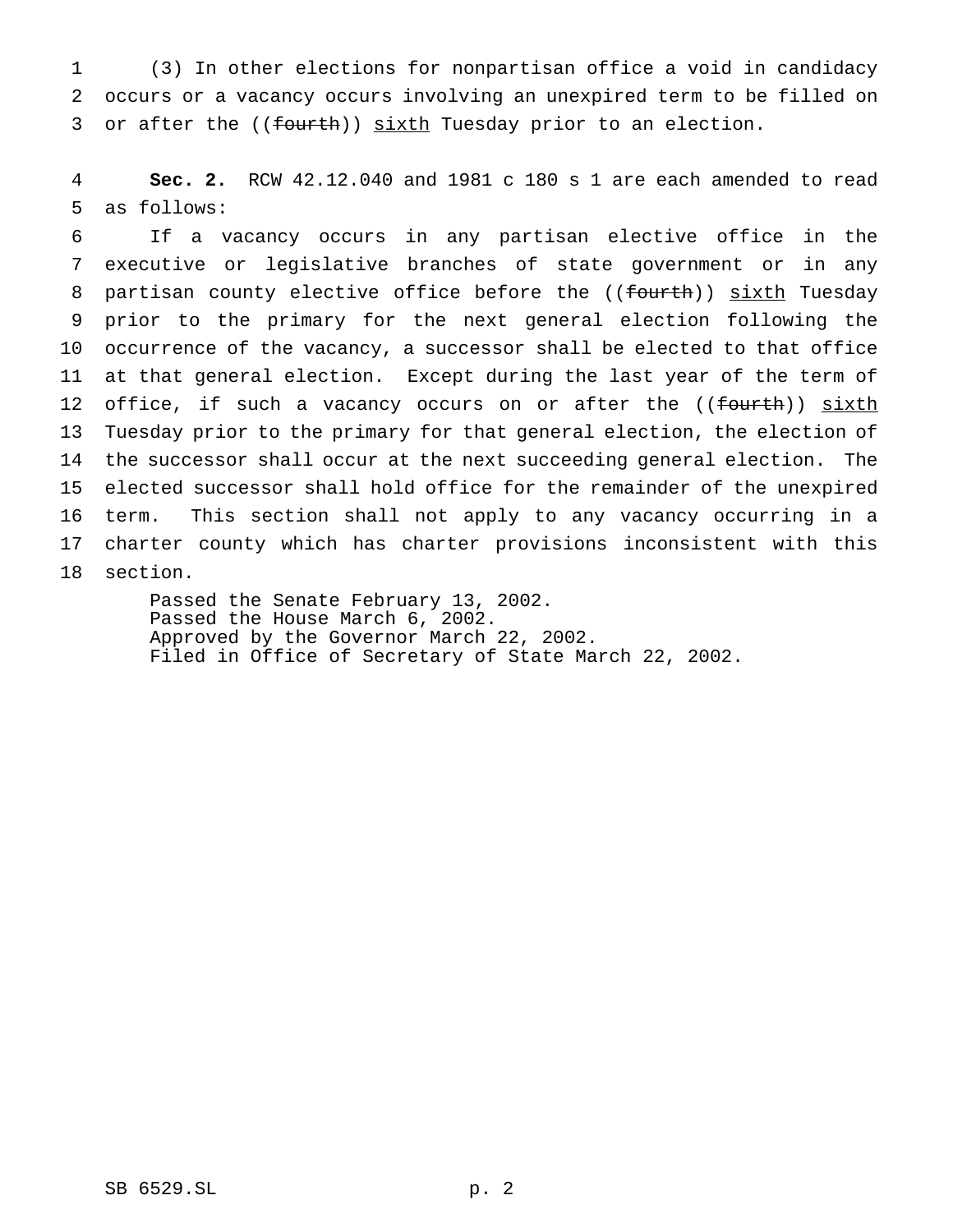(3) In other elections for nonpartisan office a void in candidacy occurs or a vacancy occurs involving an unexpired term to be filled on or after the ((~~fourth~~)) <u>sixth</u> Tuesday prior to an election.

**Sec. 2.** RCW 42.12.040 and 1981 c 180 s 1 are each amended to read as follows:

If a vacancy occurs in any partisan elective office in the executive or legislative branches of state government or in any partisan county elective office before the ((~~fourth~~)) <u>sixth</u> Tuesday prior to the primary for the next general election following the occurrence of the vacancy, a successor shall be elected to that office at that general election. Except during the last year of the term of office, if such a vacancy occurs on or after the ((~~fourth~~)) <u>sixth</u> Tuesday prior to the primary for that general election, the election of the successor shall occur at the next succeeding general election. The elected successor shall hold office for the remainder of the unexpired term. This section shall not apply to any vacancy occurring in a charter county which has charter provisions inconsistent with this section.

Passed the Senate February 13, 2002.
Passed the House March 6, 2002.
Approved by the Governor March 22, 2002.
Filed in Office of Secretary of State March 22, 2002.